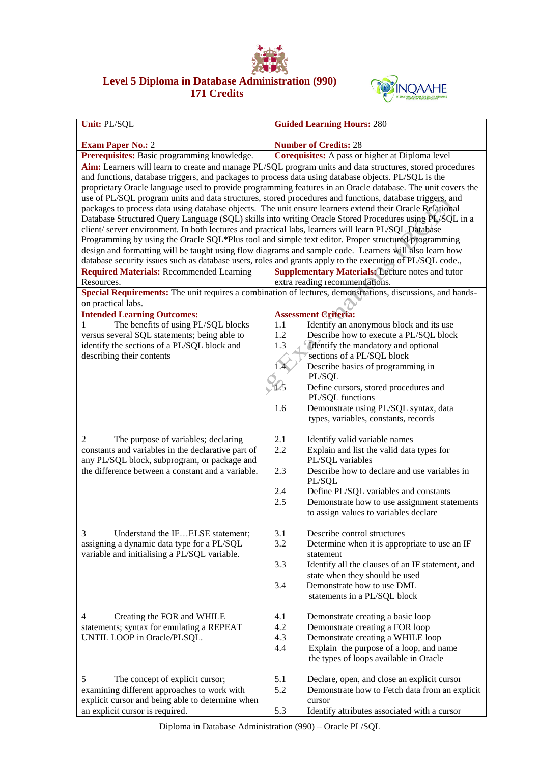# Level 5 Diploma in Database Administration (990)
## 171 Credits

| **Unit:** PL/SQL<br><br>**Exam Paper No.:** 2 | **Guided Learning Hours:** 280<br><br>**Number of Credits:** 28 |
|---|---|
| **Prerequisites:** Basic programming knowledge. | **Corequisites:** A pass or higher at Diploma level |
| **Aim:** Learners will learn to create and manage PL/SQL program units and data structures, stored procedures and functions, database triggers, and packages to process data using database objects. PL/SQL is the proprietary Oracle language used to provide programming features in an Oracle database. The unit covers the use of PL/SQL program units and data structures, stored procedures and functions, database triggers, and packages to process data using database objects. The unit ensure learners extend their Oracle Relational Database Structured Query Language (SQL) skills into writing Oracle Stored Procedures using PL/SQL in a client/ server environment. In both lectures and practical labs, learners will learn PL/SQL Database Programming by using the Oracle SQL*Plus tool and simple text editor. Proper structured programming design and formatting will be taught using flow diagrams and sample code. Learners will also learn how database security issues such as database users, roles and grants apply to the execution of PL/SQL code., | |
| **Required Materials:** Recommended Learning Resources. | **Supplementary Materials:** Lecture notes and tutor extra reading recommendations. |
| **Special Requirements:** The unit requires a combination of lectures, demonstrations, discussions, and hands-on practical labs. | |
| **Intended Learning Outcomes:** | **Assessment Criteria:** |
| 1 The benefits of using PL/SQL blocks versus several SQL statements; being able to identify the sections of a PL/SQL block and describing their contents | 1.1 Identify an anonymous block and its use<br>1.2 Describe how to execute a PL/SQL block<br>1.3 Identify the mandatory and optional sections of a PL/SQL block<br>1.4 Describe basics of programming in PL/SQL<br>1.5 Define cursors, stored procedures and PL/SQL functions<br>1.6 Demonstrate using PL/SQL syntax, data types, variables, constants, records |
| 2 The purpose of variables; declaring constants and variables in the declarative part of any PL/SQL block, subprogram, or package and the difference between a constant and a variable. | 2.1 Identify valid variable names<br>2.2 Explain and list the valid data types for PL/SQL variables<br>2.3 Describe how to declare and use variables in PL/SQL<br>2.4 Define PL/SQL variables and constants<br>2.5 Demonstrate how to use assignment statements to assign values to variables declare |
| 3 Understand the IF…ELSE statement; assigning a dynamic data type for a PL/SQL variable and initialising a PL/SQL variable. | 3.1 Describe control structures<br>3.2 Determine when it is appropriate to use an IF statement<br>3.3 Identify all the clauses of an IF statement, and state when they should be used<br>3.4 Demonstrate how to use DML statements in a PL/SQL block |
| 4 Creating the FOR and WHILE statements; syntax for emulating a REPEAT UNTIL LOOP in Oracle/PLSQL. | 4.1 Demonstrate creating a basic loop<br>4.2 Demonstrate creating a FOR loop<br>4.3 Demonstrate creating a WHILE loop<br>4.4 Explain the purpose of a loop, and name the types of loops available in Oracle |
| 5 The concept of explicit cursor; examining different approaches to work with explicit cursor and being able to determine when an explicit cursor is required. | 5.1 Declare, open, and close an explicit cursor<br>5.2 Demonstrate how to Fetch data from an explicit cursor<br>5.3 Identify attributes associated with a cursor |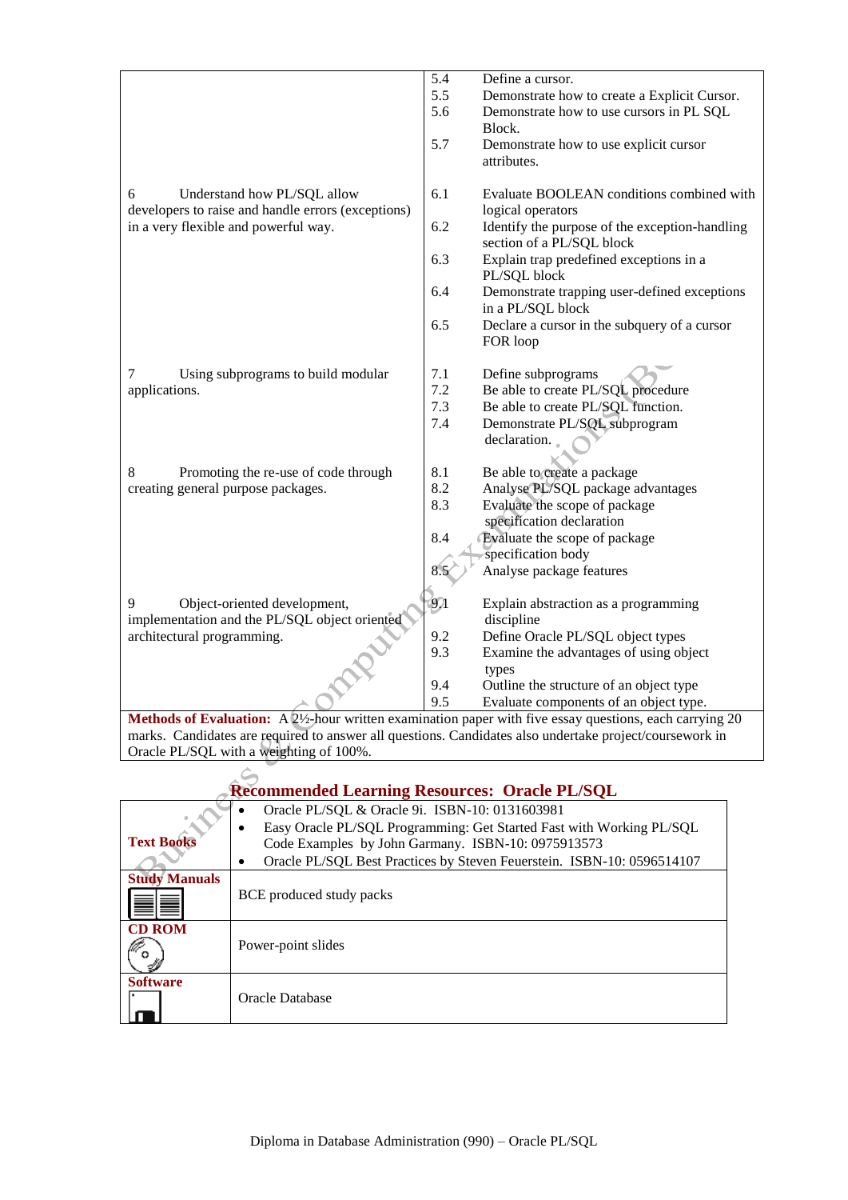| | | |
|---|---|---|
| | 5.4 | Define a cursor. |
| | 5.5 | Demonstrate how to create a Explicit Cursor. |
| | 5.6 | Demonstrate how to use cursors in PL SQL Block. |
| | 5.7 | Demonstrate how to use explicit cursor attributes. |
| 6 Understand how PL/SQL allow developers to raise and handle errors (exceptions) in a very flexible and powerful way. | 6.1 | Evaluate BOOLEAN conditions combined with logical operators |
| | 6.2 | Identify the purpose of the exception-handling section of a PL/SQL block |
| | 6.3 | Explain trap predefined exceptions in a PL/SQL block |
| | 6.4 | Demonstrate trapping user-defined exceptions in a PL/SQL block |
| | 6.5 | Declare a cursor in the subquery of a cursor FOR loop |
| 7 Using subprograms to build modular applications. | 7.1 | Define subprograms |
| | 7.2 | Be able to create PL/SQL procedure |
| | 7.3 | Be able to create PL/SQL function. |
| | 7.4 | Demonstrate PL/SQL subprogram declaration. |
| 8 Promoting the re-use of code through creating general purpose packages. | 8.1 | Be able to create a package |
| | 8.2 | Analyse PL/SQL package advantages |
| | 8.3 | Evaluate the scope of package specification declaration |
| | 8.4 | Evaluate the scope of package specification body |
| | 8.5 | Analyse package features |
| 9 Object-oriented development, implementation and the PL/SQL object oriented architectural programming. | 9.1 | Explain abstraction as a programming discipline |
| | 9.2 | Define Oracle PL/SQL object types |
| | 9.3 | Examine the advantages of using object types |
| | 9.4 | Outline the structure of an object type |
| | 9.5 | Evaluate components of an object type. |

**Methods of Evaluation:** A 2½-hour written examination paper with five essay questions, each carrying 20 marks. Candidates are required to answer all questions. Candidates also undertake project/coursework in Oracle PL/SQL with a weighting of 100%.

## Recommended Learning Resources: Oracle PL/SQL

| | |
|---|---|
| **Text Books** | • Oracle PL/SQL & Oracle 9i. ISBN-10: 0131603981<br>• Easy Oracle PL/SQL Programming: Get Started Fast with Working PL/SQL Code Examples by John Garmany. ISBN-10: 0975913573<br>• Oracle PL/SQL Best Practices by Steven Feuerstein. ISBN-10: 0596514107 |
| **Study Manuals** | BCE produced study packs |
| **CD ROM** | Power-point slides |
| **Software** | Oracle Database |